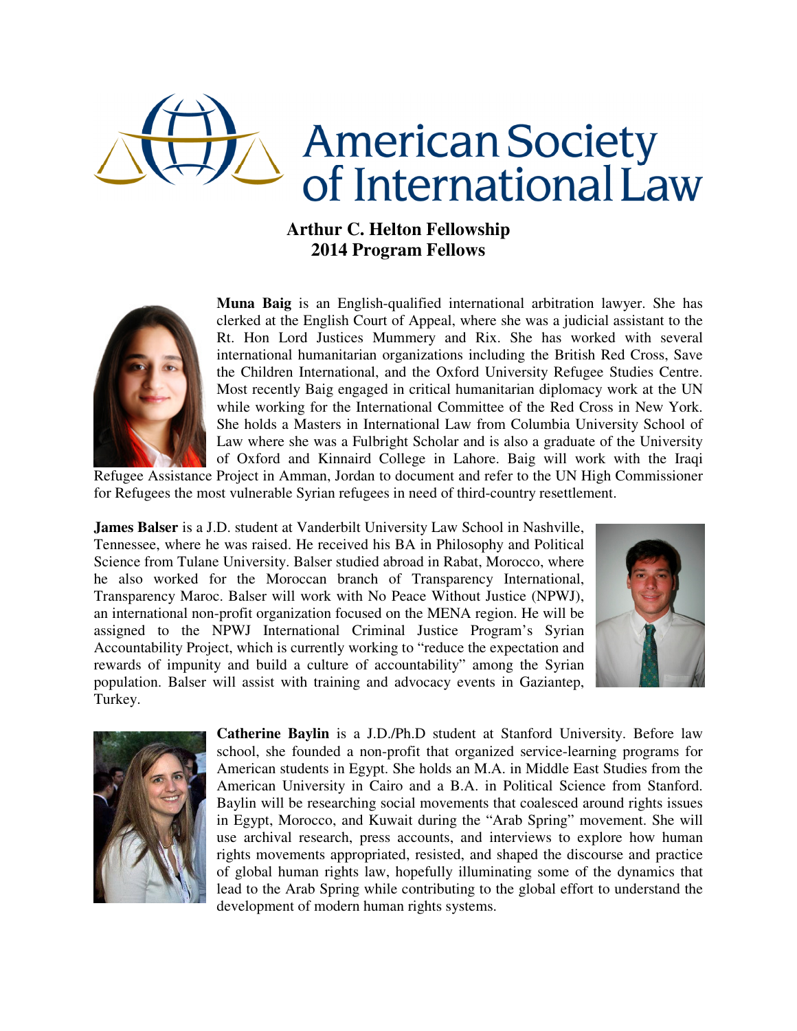# American Society of International Law

## Arthur C. Helton Fellowship
## 2014 Program Fellows

**Muna Baig** is an English-qualified international arbitration lawyer. She has clerked at the English Court of Appeal, where she was a judicial assistant to the Rt. Hon Lord Justices Mummery and Rix. She has worked with several international humanitarian organizations including the British Red Cross, Save the Children International, and the Oxford University Refugee Studies Centre. Most recently Baig engaged in critical humanitarian diplomacy work at the UN while working for the International Committee of the Red Cross in New York. She holds a Masters in International Law from Columbia University School of Law where she was a Fulbright Scholar and is also a graduate of the University of Oxford and Kinnaird College in Lahore. Baig will work with the Iraqi Refugee Assistance Project in Amman, Jordan to document and refer to the UN High Commissioner for Refugees the most vulnerable Syrian refugees in need of third-country resettlement.

**James Balser** is a J.D. student at Vanderbilt University Law School in Nashville, Tennessee, where he was raised. He received his BA in Philosophy and Political Science from Tulane University. Balser studied abroad in Rabat, Morocco, where he also worked for the Moroccan branch of Transparency International, Transparency Maroc. Balser will work with No Peace Without Justice (NPWJ), an international non-profit organization focused on the MENA region. He will be assigned to the NPWJ International Criminal Justice Program's Syrian Accountability Project, which is currently working to "reduce the expectation and rewards of impunity and build a culture of accountability" among the Syrian population. Balser will assist with training and advocacy events in Gaziantep, Turkey.

**Catherine Baylin** is a J.D./Ph.D student at Stanford University. Before law school, she founded a non-profit that organized service-learning programs for American students in Egypt. She holds an M.A. in Middle East Studies from the American University in Cairo and a B.A. in Political Science from Stanford. Baylin will be researching social movements that coalesced around rights issues in Egypt, Morocco, and Kuwait during the "Arab Spring" movement. She will use archival research, press accounts, and interviews to explore how human rights movements appropriated, resisted, and shaped the discourse and practice of global human rights law, hopefully illuminating some of the dynamics that lead to the Arab Spring while contributing to the global effort to understand the development of modern human rights systems.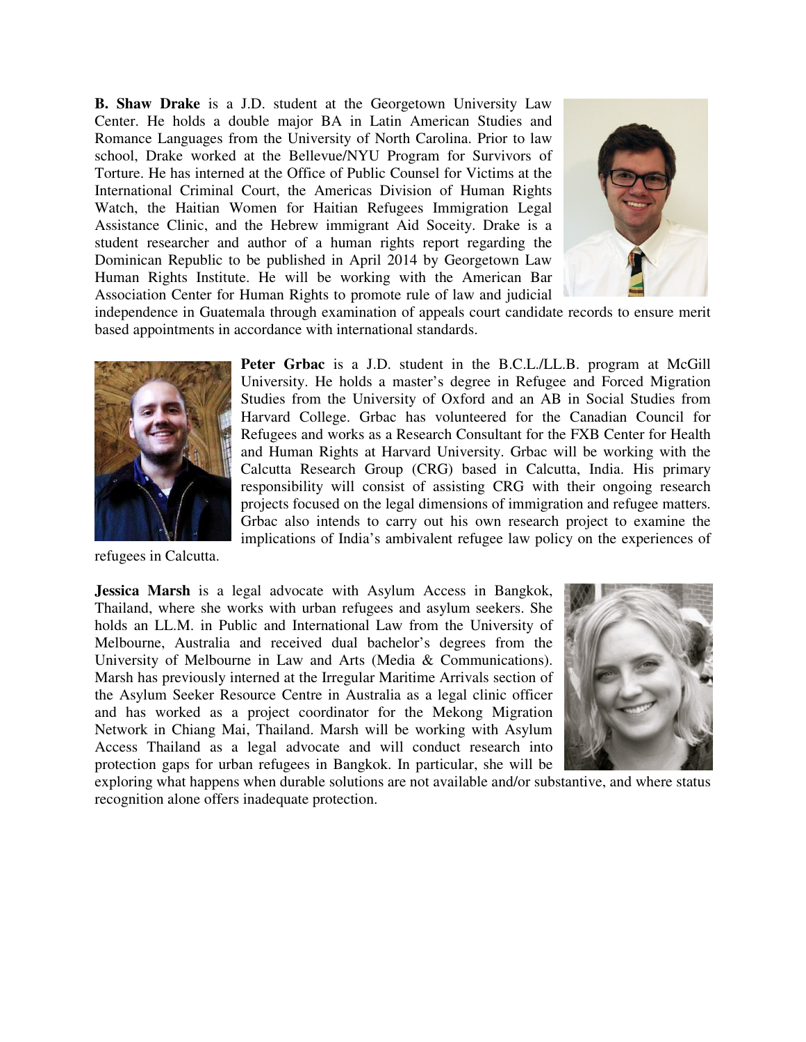**B. Shaw Drake** is a J.D. student at the Georgetown University Law Center. He holds a double major BA in Latin American Studies and Romance Languages from the University of North Carolina. Prior to law school, Drake worked at the Bellevue/NYU Program for Survivors of Torture. He has interned at the Office of Public Counsel for Victims at the International Criminal Court, the Americas Division of Human Rights Watch, the Haitian Women for Haitian Refugees Immigration Legal Assistance Clinic, and the Hebrew immigrant Aid Soceity. Drake is a student researcher and author of a human rights report regarding the Dominican Republic to be published in April 2014 by Georgetown Law Human Rights Institute. He will be working with the American Bar Association Center for Human Rights to promote rule of law and judicial independence in Guatemala through examination of appeals court candidate records to ensure merit based appointments in accordance with international standards.

**Peter Grbac** is a J.D. student in the B.C.L./LL.B. program at McGill University. He holds a master's degree in Refugee and Forced Migration Studies from the University of Oxford and an AB in Social Studies from Harvard College. Grbac has volunteered for the Canadian Council for Refugees and works as a Research Consultant for the FXB Center for Health and Human Rights at Harvard University. Grbac will be working with the Calcutta Research Group (CRG) based in Calcutta, India. His primary responsibility will consist of assisting CRG with their ongoing research projects focused on the legal dimensions of immigration and refugee matters. Grbac also intends to carry out his own research project to examine the implications of India's ambivalent refugee law policy on the experiences of refugees in Calcutta.

**Jessica Marsh** is a legal advocate with Asylum Access in Bangkok, Thailand, where she works with urban refugees and asylum seekers. She holds an LL.M. in Public and International Law from the University of Melbourne, Australia and received dual bachelor's degrees from the University of Melbourne in Law and Arts (Media & Communications). Marsh has previously interned at the Irregular Maritime Arrivals section of the Asylum Seeker Resource Centre in Australia as a legal clinic officer and has worked as a project coordinator for the Mekong Migration Network in Chiang Mai, Thailand. Marsh will be working with Asylum Access Thailand as a legal advocate and will conduct research into protection gaps for urban refugees in Bangkok. In particular, she will be exploring what happens when durable solutions are not available and/or substantive, and where status recognition alone offers inadequate protection.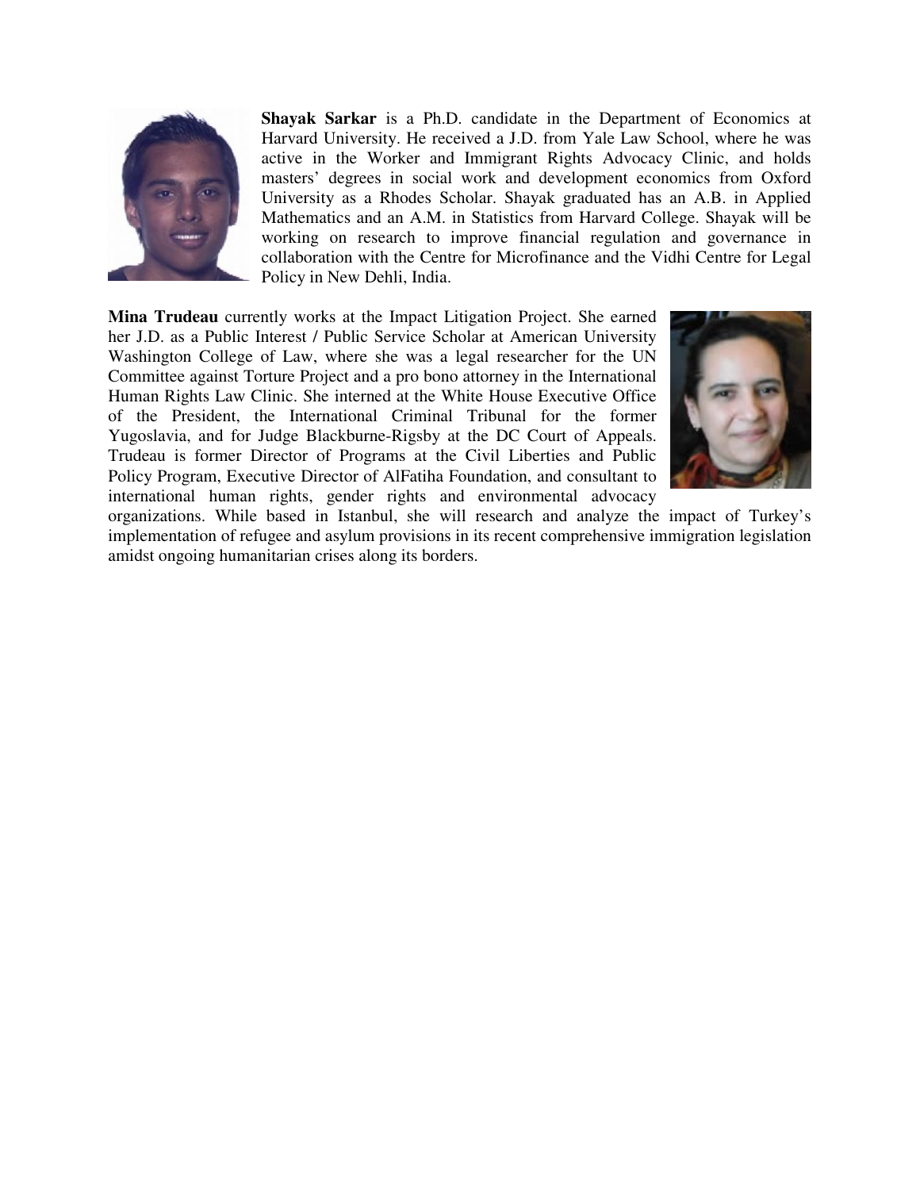**Shayak Sarkar** is a Ph.D. candidate in the Department of Economics at Harvard University. He received a J.D. from Yale Law School, where he was active in the Worker and Immigrant Rights Advocacy Clinic, and holds masters' degrees in social work and development economics from Oxford University as a Rhodes Scholar. Shayak graduated has an A.B. in Applied Mathematics and an A.M. in Statistics from Harvard College. Shayak will be working on research to improve financial regulation and governance in collaboration with the Centre for Microfinance and the Vidhi Centre for Legal Policy in New Dehli, India.

**Mina Trudeau** currently works at the Impact Litigation Project. She earned her J.D. as a Public Interest / Public Service Scholar at American University Washington College of Law, where she was a legal researcher for the UN Committee against Torture Project and a pro bono attorney in the International Human Rights Law Clinic. She interned at the White House Executive Office of the President, the International Criminal Tribunal for the former Yugoslavia, and for Judge Blackburne-Rigsby at the DC Court of Appeals. Trudeau is former Director of Programs at the Civil Liberties and Public Policy Program, Executive Director of AlFatiha Foundation, and consultant to international human rights, gender rights and environmental advocacy organizations. While based in Istanbul, she will research and analyze the impact of Turkey's implementation of refugee and asylum provisions in its recent comprehensive immigration legislation amidst ongoing humanitarian crises along its borders.